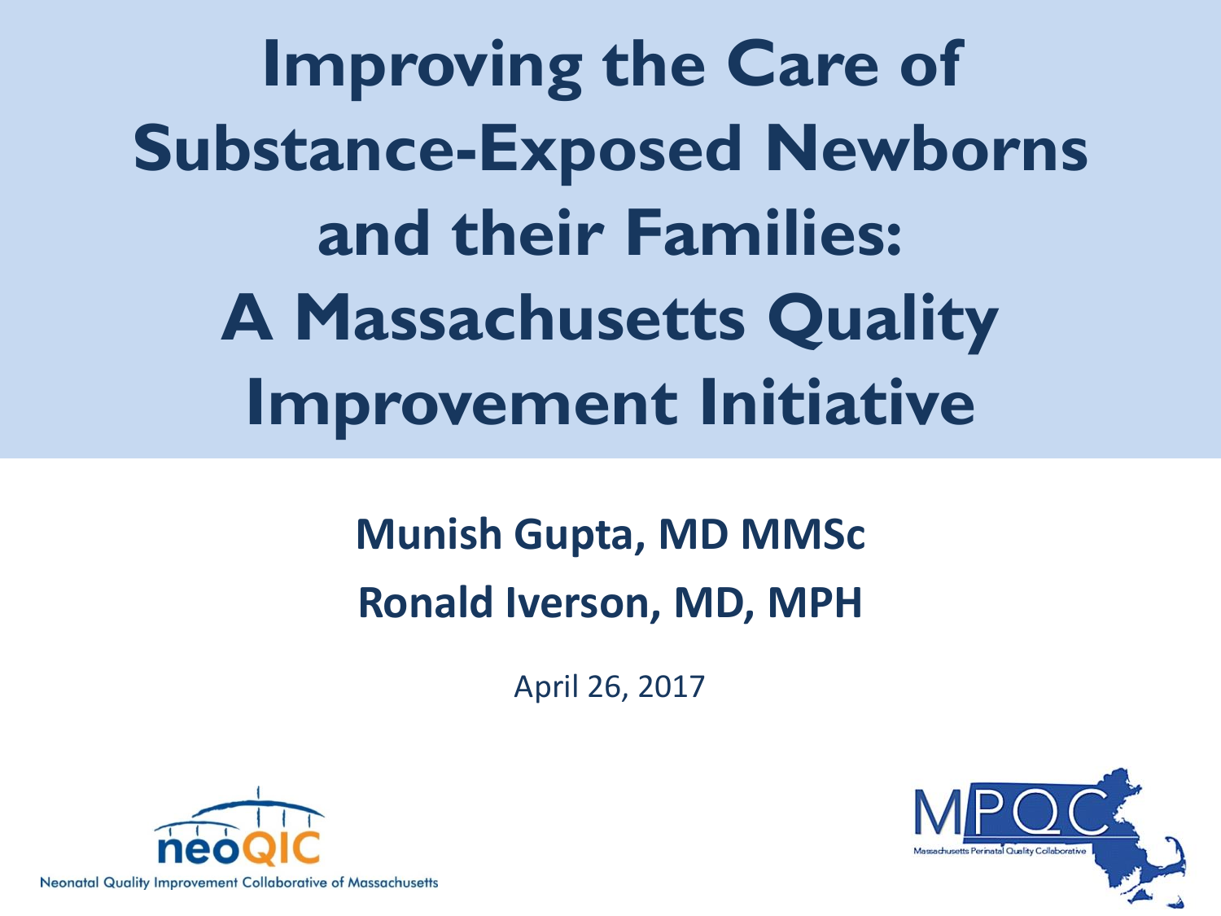# Improving the Care of Substance-Exposed Newborns and their Families: A Massachusetts Quality Improvement Initiative

**Munish Gupta, MD MMSc**

**Ronald Iverson, MD, MPH**

April 26, 2017

neoQIC
Neonatal Quality Improvement Collaborative of Massachusetts

MPQC
Massachusetts Perinatal Quality Collaborative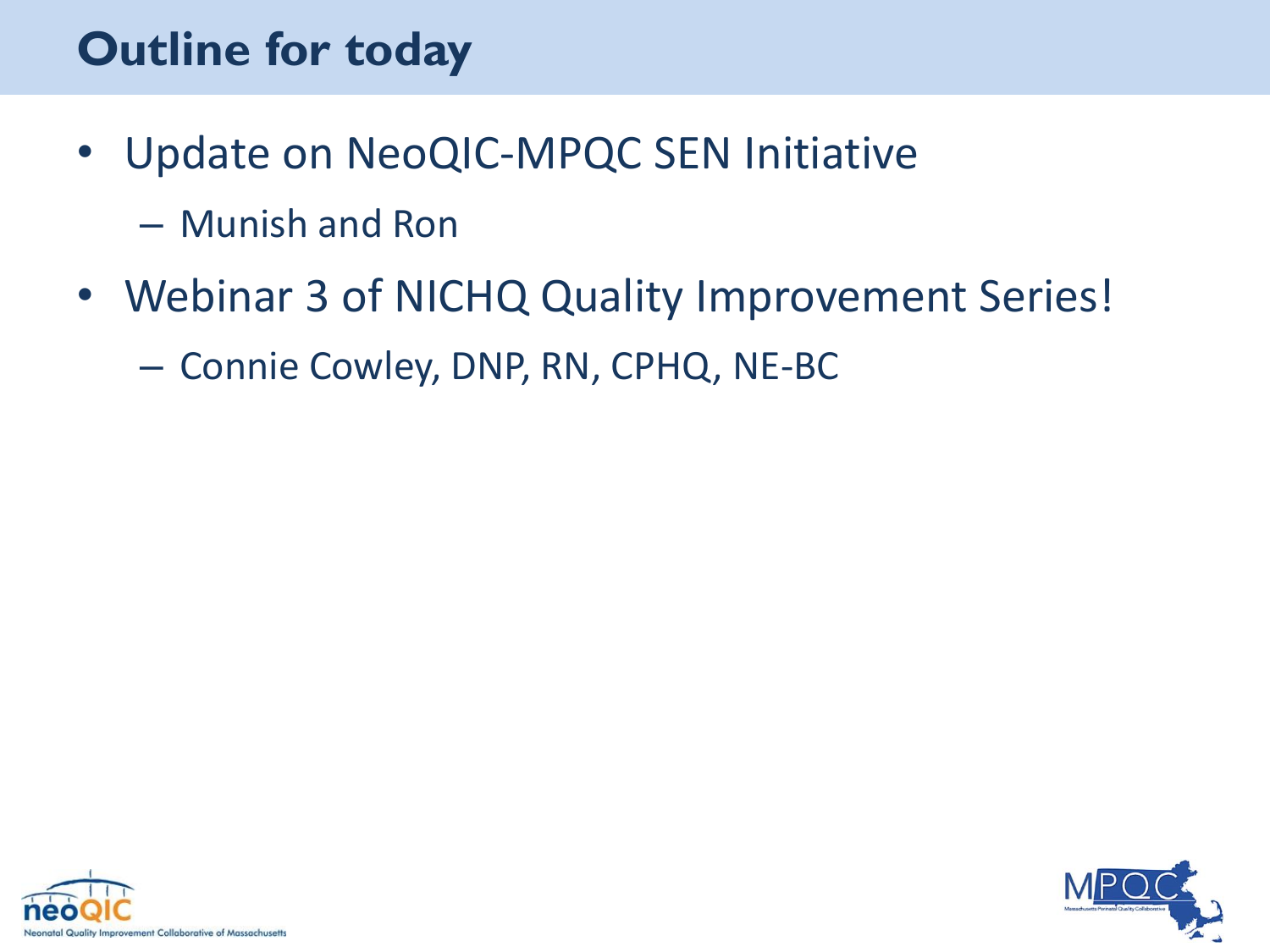# Outline for today

- Update on NeoQIC-MPQC SEN Initiative
  - Munish and Ron
- Webinar 3 of NICHQ Quality Improvement Series!
  - Connie Cowley, DNP, RN, CPHQ, NE-BC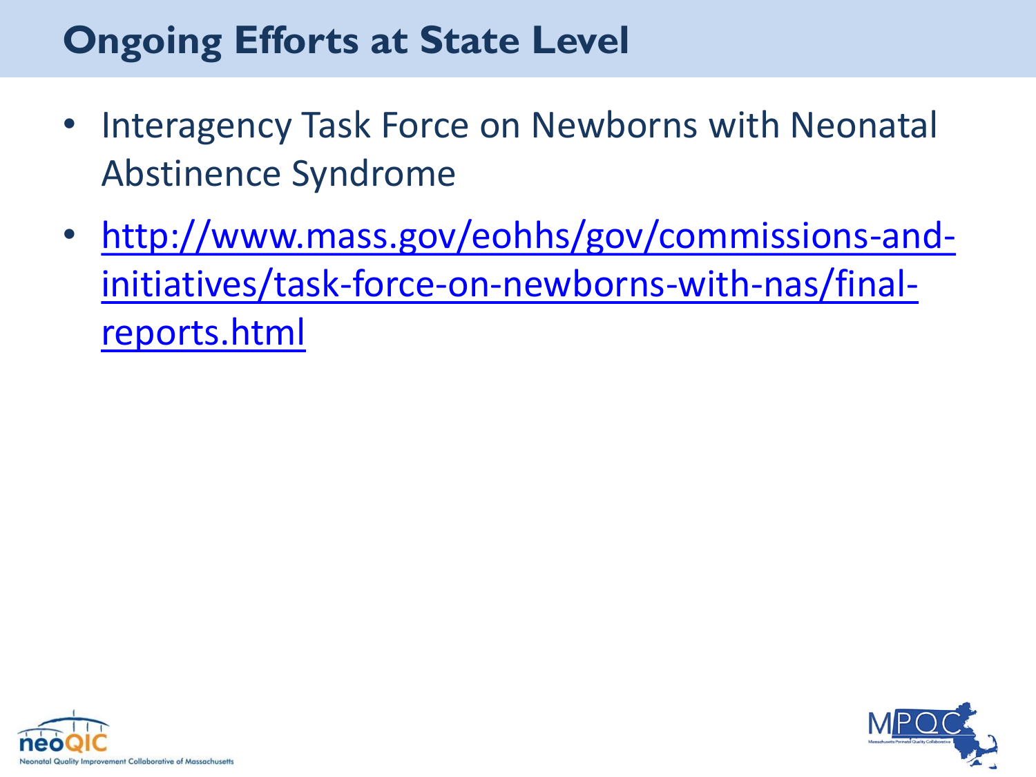# Ongoing Efforts at State Level

- Interagency Task Force on Newborns with Neonatal Abstinence Syndrome
- http://www.mass.gov/eohhs/gov/commissions-and-initiatives/task-force-on-newborns-with-nas/final-reports.html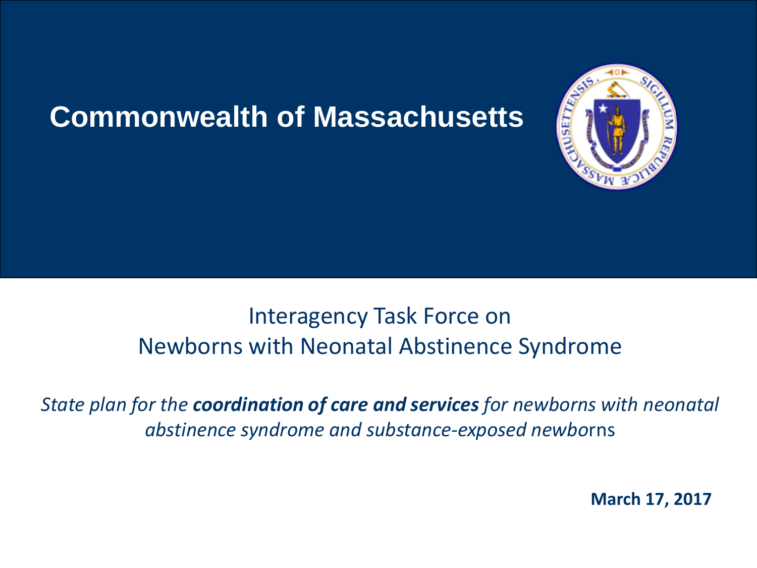# Commonwealth of Massachusetts

## Interagency Task Force on Newborns with Neonatal Abstinence Syndrome

*State plan for the* ***coordination of care and services*** *for newborns with neonatal abstinence syndrome and substance-exposed newborns*

**March 17, 2017**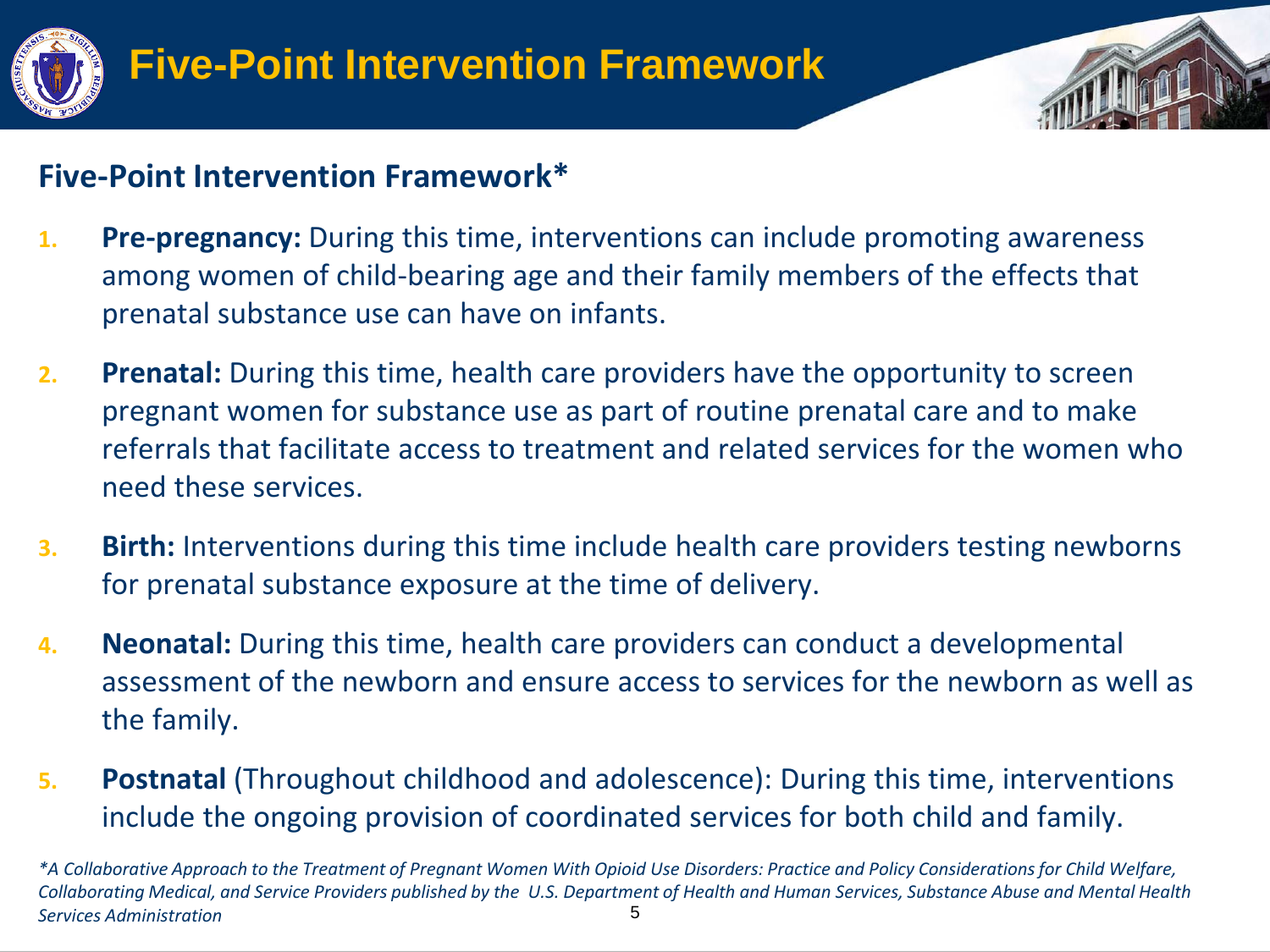# Five-Point Intervention Framework

## Five-Point Intervention Framework*

1. **Pre-pregnancy:** During this time, interventions can include promoting awareness among women of child-bearing age and their family members of the effects that prenatal substance use can have on infants.
2. **Prenatal:** During this time, health care providers have the opportunity to screen pregnant women for substance use as part of routine prenatal care and to make referrals that facilitate access to treatment and related services for the women who need these services.
3. **Birth:** Interventions during this time include health care providers testing newborns for prenatal substance exposure at the time of delivery.
4. **Neonatal:** During this time, health care providers can conduct a developmental assessment of the newborn and ensure access to services for the newborn as well as the family.
5. **Postnatal** (Throughout childhood and adolescence): During this time, interventions include the ongoing provision of coordinated services for both child and family.

*\*A Collaborative Approach to the Treatment of Pregnant Women With Opioid Use Disorders: Practice and Policy Considerations for Child Welfare, Collaborating Medical, and Service Providers published by the U.S. Department of Health and Human Services, Substance Abuse and Mental Health Services Administration*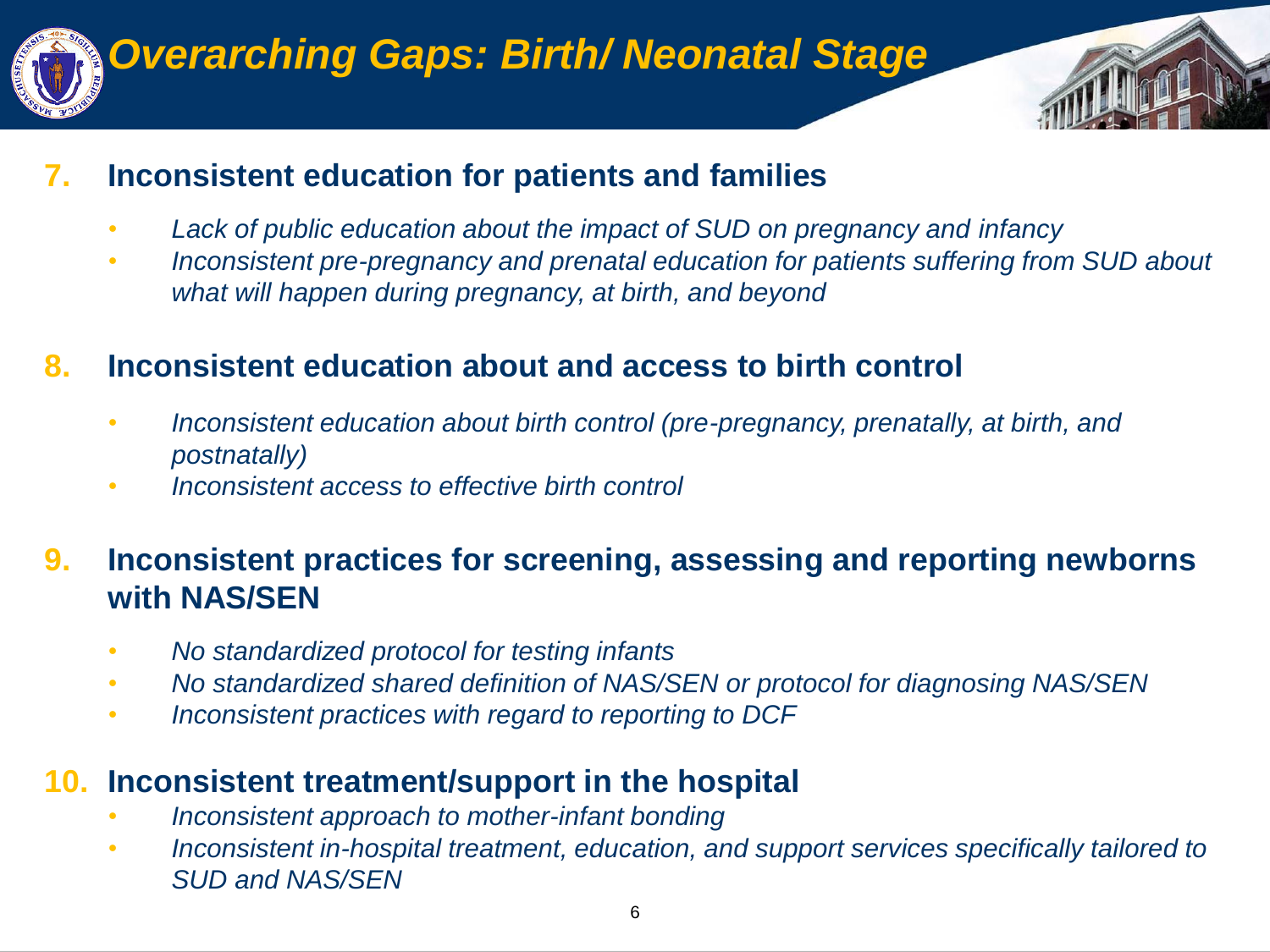# Overarching Gaps: Birth/ Neonatal Stage

7. **Inconsistent education for patients and families**
   - *Lack of public education about the impact of SUD on pregnancy and infancy*
   - *Inconsistent pre-pregnancy and prenatal education for patients suffering from SUD about what will happen during pregnancy, at birth, and beyond*

8. **Inconsistent education about and access to birth control**
   - *Inconsistent education about birth control (pre-pregnancy, prenatally, at birth, and postnatally)*
   - *Inconsistent access to effective birth control*

9. **Inconsistent practices for screening, assessing and reporting newborns with NAS/SEN**
   - *No standardized protocol for testing infants*
   - *No standardized shared definition of NAS/SEN or protocol for diagnosing NAS/SEN*
   - *Inconsistent practices with regard to reporting to DCF*

10. **Inconsistent treatment/support in the hospital**
    - *Inconsistent approach to mother-infant bonding*
    - *Inconsistent in-hospital treatment, education, and support services specifically tailored to SUD and NAS/SEN*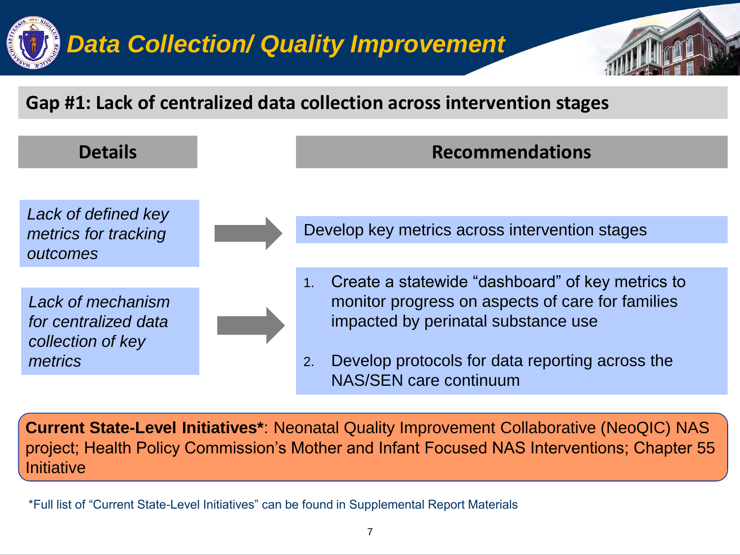# Data Collection/ Quality Improvement

## Gap #1: Lack of centralized data collection across intervention stages

| Details | Recommendations |
| --- | --- |
| *Lack of defined key metrics for tracking outcomes* | Develop key metrics across intervention stages |
| *Lack of mechanism for centralized data collection of key metrics* | 1. Create a statewide "dashboard" of key metrics to monitor progress on aspects of care for families impacted by perinatal substance use<br>2. Develop protocols for data reporting across the NAS/SEN care continuum |

**Current State-Level Initiatives***: Neonatal Quality Improvement Collaborative (NeoQIC) NAS project; Health Policy Commission's Mother and Infant Focused NAS Interventions; Chapter 55 Initiative

*Full list of "Current State-Level Initiatives" can be found in Supplemental Report Materials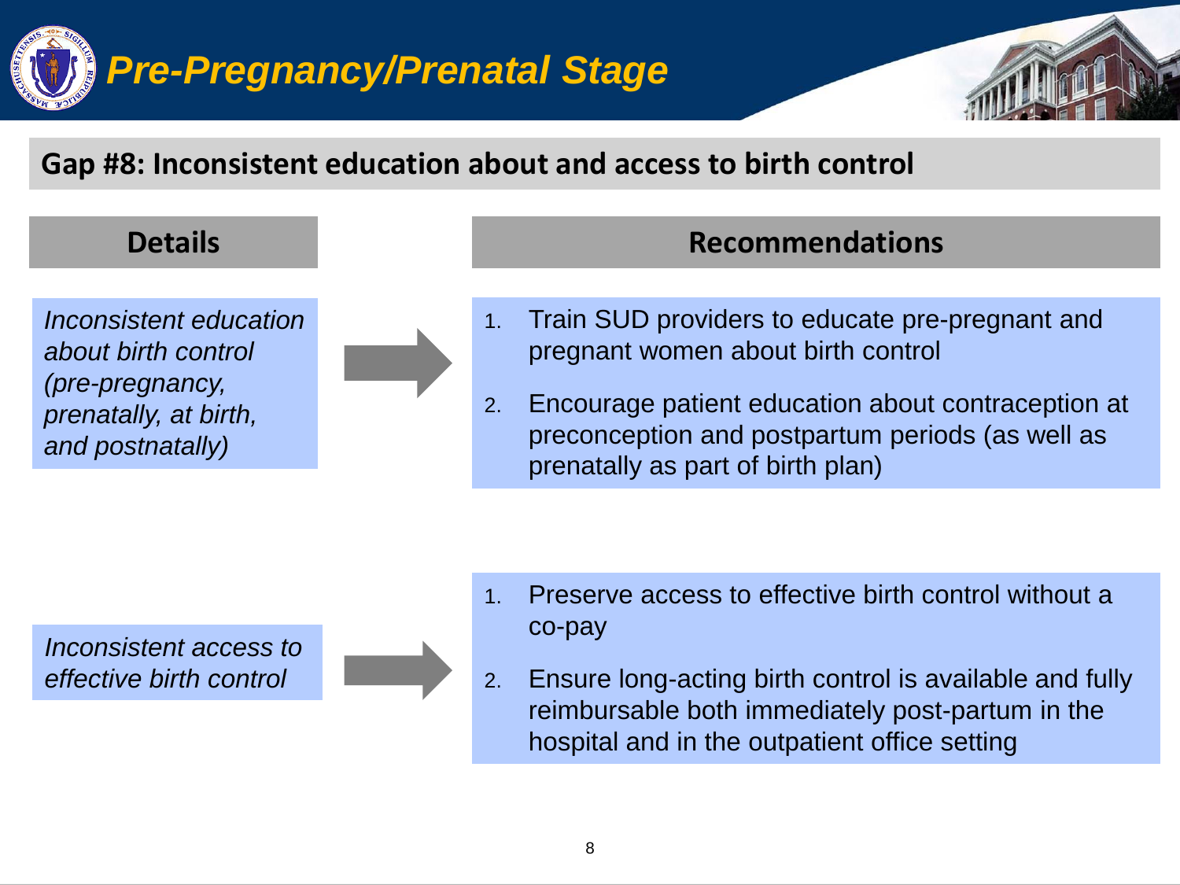# Pre-Pregnancy/Prenatal Stage

## Gap #8: Inconsistent education about and access to birth control

| Details | Recommendations |
| --- | --- |
| *Inconsistent education about birth control (pre-pregnancy, prenatally, at birth, and postnatally)* | 1. Train SUD providers to educate pre-pregnant and pregnant women about birth control<br>2. Encourage patient education about contraception at preconception and postpartum periods (as well as prenatally as part of birth plan) |
| *Inconsistent access to effective birth control* | 1. Preserve access to effective birth control without a co-pay<br>2. Ensure long-acting birth control is available and fully reimbursable both immediately post-partum in the hospital and in the outpatient office setting |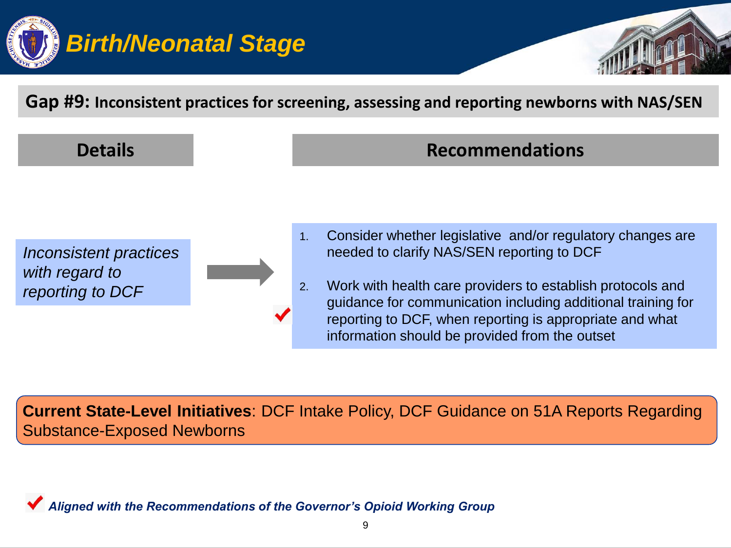# Birth/Neonatal Stage

## Gap #9: Inconsistent practices for screening, assessing and reporting newborns with NAS/SEN

| Details | Recommendations |
|---|---|
| *Inconsistent practices with regard to reporting to DCF* | 1. Consider whether legislative and/or regulatory changes are needed to clarify NAS/SEN reporting to DCF<br>2. ✔ Work with health care providers to establish protocols and guidance for communication including additional training for reporting to DCF, when reporting is appropriate and what information should be provided from the outset |

**Current State-Level Initiatives**: DCF Intake Policy, DCF Guidance on 51A Reports Regarding Substance-Exposed Newborns

✔ ***Aligned with the Recommendations of the Governor's Opioid Working Group***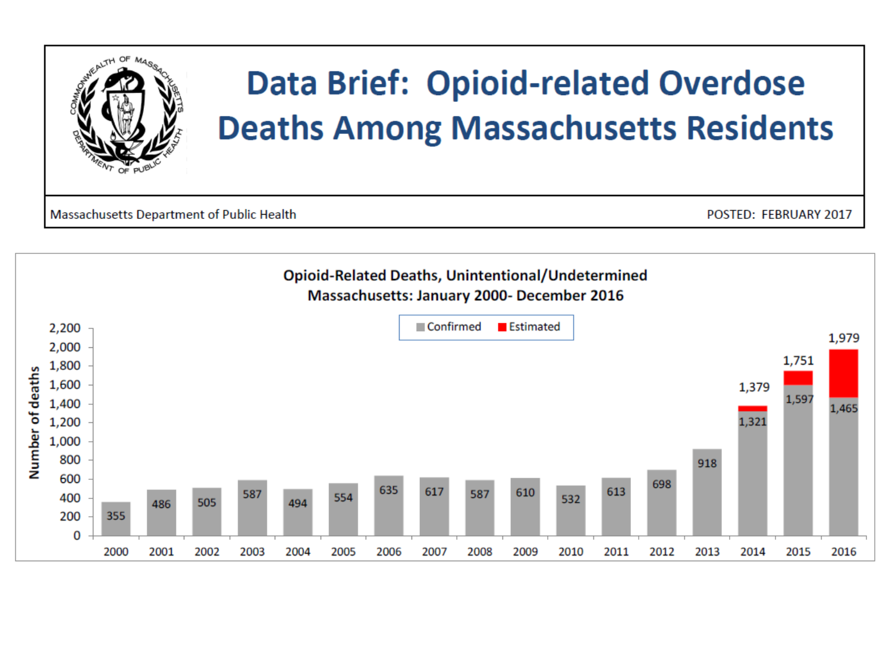# Data Brief: Opioid-related Overdose Deaths Among Massachusetts Residents

Massachusetts Department of Public Health

POSTED: FEBRUARY 2017

**Opioid-Related Deaths, Unintentional/Undetermined**
**Massachusetts: January 2000- December 2016**

| Year | Confirmed | Total (Confirmed + Estimated) |
|---|---|---|
| 2000 | 355 | |
| 2001 | 486 | |
| 2002 | 505 | |
| 2003 | 587 | |
| 2004 | 494 | |
| 2005 | 554 | |
| 2006 | 635 | |
| 2007 | 617 | |
| 2008 | 587 | |
| 2009 | 610 | |
| 2010 | 532 | |
| 2011 | 613 | |
| 2012 | 698 | |
| 2013 | 918 | |
| 2014 | 1,321 | 1,379 |
| 2015 | 1,597 | 1,751 |
| 2016 | 1,465 | 1,979 |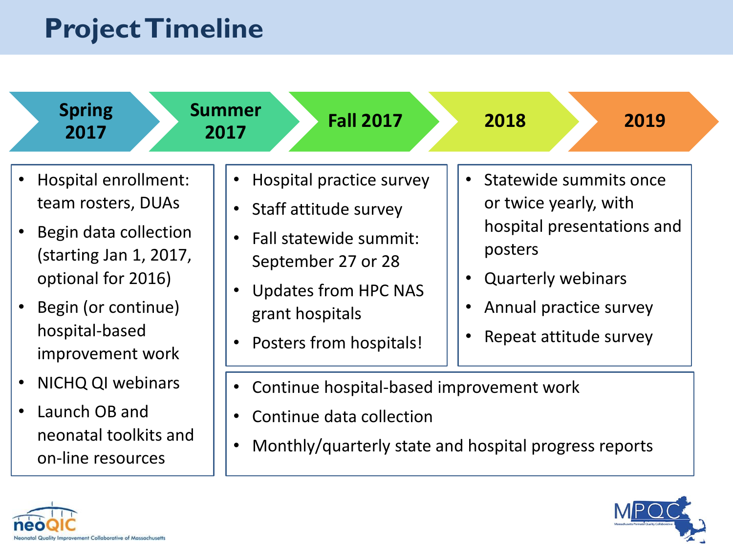# Project Timeline

**Spring 2017** → **Summer 2017** → **Fall 2017** → **2018** → **2019**

**Spring 2017**

- Hospital enrollment: team rosters, DUAs
- Begin data collection (starting Jan 1, 2017, optional for 2016)
- Begin (or continue) hospital-based improvement work
- NICHQ QI webinars
- Launch OB and neonatal toolkits and on-line resources

**Summer 2017 – Fall 2017**

- Hospital practice survey
- Staff attitude survey
- Fall statewide summit: September 27 or 28
- Updates from HPC NAS grant hospitals
- Posters from hospitals!

**2018 – 2019**

- Statewide summits once or twice yearly, with hospital presentations and posters
- Quarterly webinars
- Annual practice survey
- Repeat attitude survey

**Summer 2017 – 2019**

- Continue hospital-based improvement work
- Continue data collection
- Monthly/quarterly state and hospital progress reports

neoQIC – Neonatal Quality Improvement Collaborative of Massachusetts

MPQC – Massachusetts Perinatal Quality Collaborative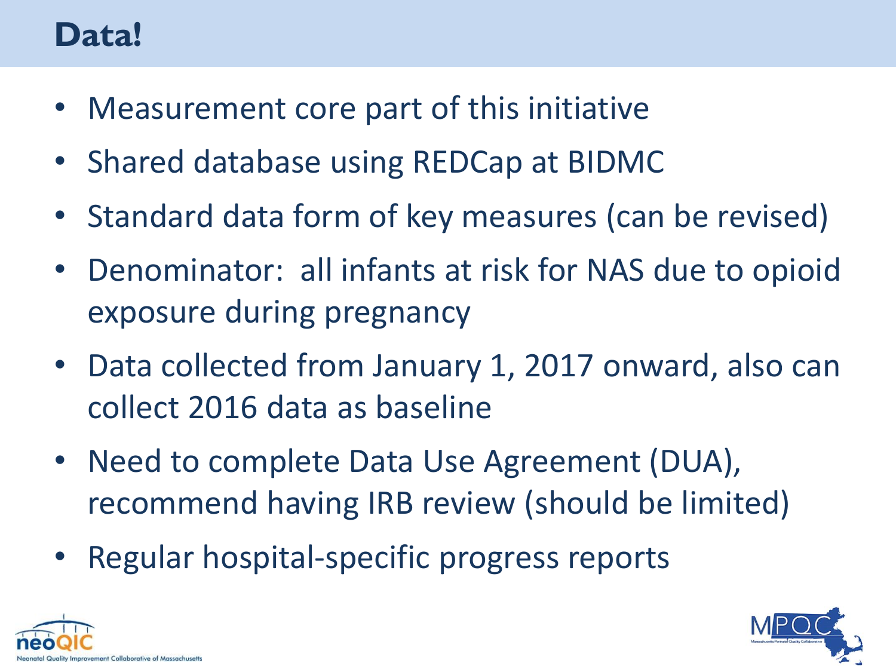# Data!

- Measurement core part of this initiative
- Shared database using REDCap at BIDMC
- Standard data form of key measures (can be revised)
- Denominator: all infants at risk for NAS due to opioid exposure during pregnancy
- Data collected from January 1, 2017 onward, also can collect 2016 data as baseline
- Need to complete Data Use Agreement (DUA), recommend having IRB review (should be limited)
- Regular hospital-specific progress reports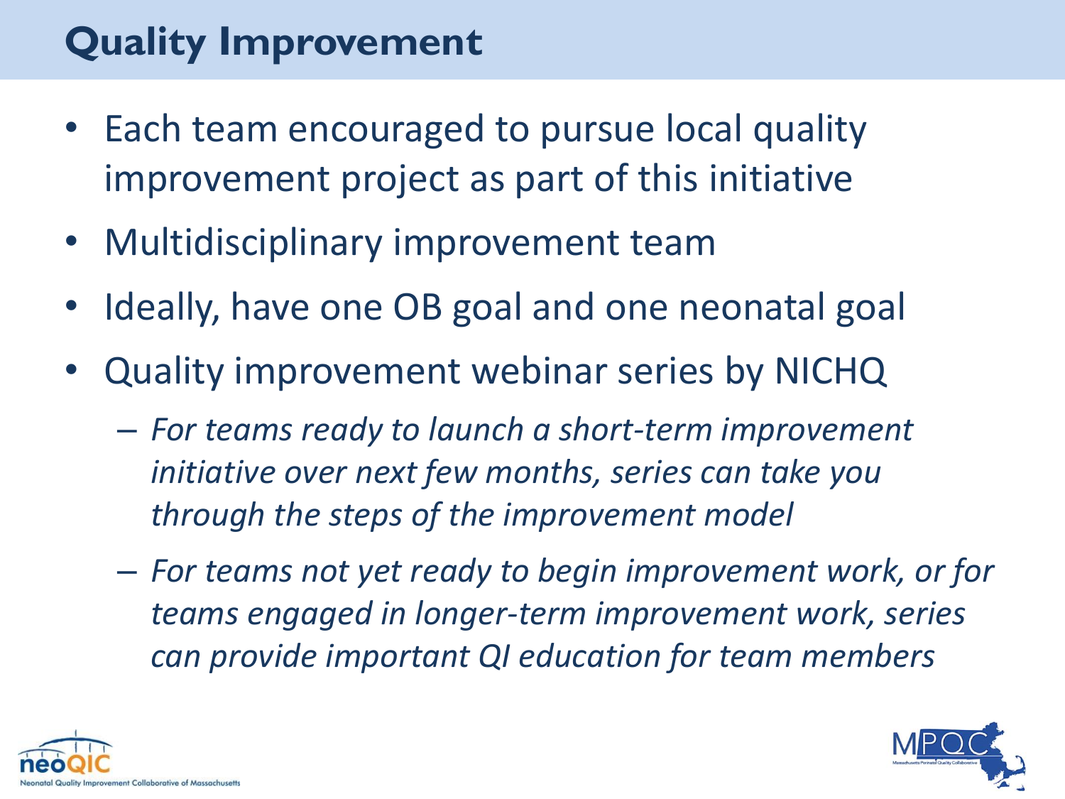# Quality Improvement

- Each team encouraged to pursue local quality improvement project as part of this initiative
- Multidisciplinary improvement team
- Ideally, have one OB goal and one neonatal goal
- Quality improvement webinar series by NICHQ
  - *For teams ready to launch a short-term improvement initiative over next few months, series can take you through the steps of the improvement model*
  - *For teams not yet ready to begin improvement work, or for teams engaged in longer-term improvement work, series can provide important QI education for team members*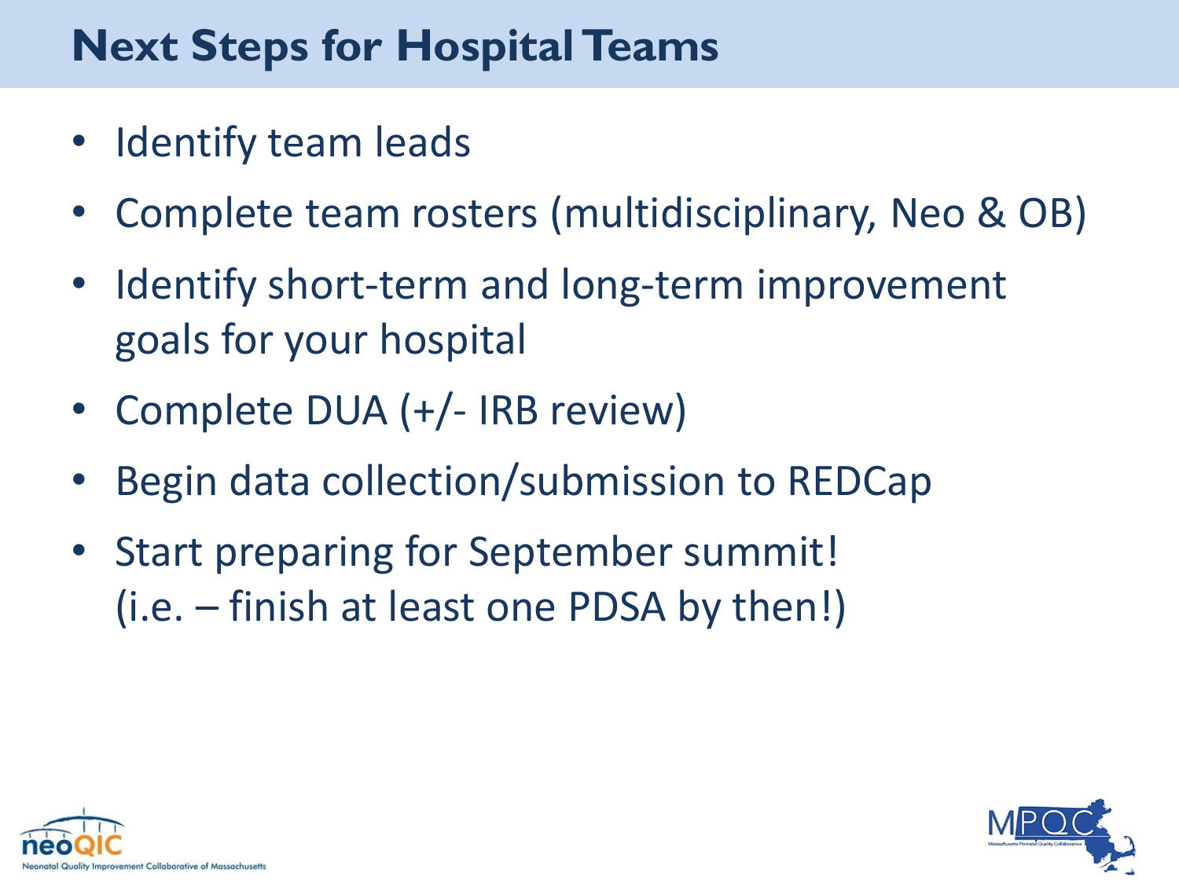# Next Steps for Hospital Teams

- Identify team leads
- Complete team rosters (multidisciplinary, Neo & OB)
- Identify short-term and long-term improvement goals for your hospital
- Complete DUA (+/- IRB review)
- Begin data collection/submission to REDCap
- Start preparing for September summit! (i.e. – finish at least one PDSA by then!)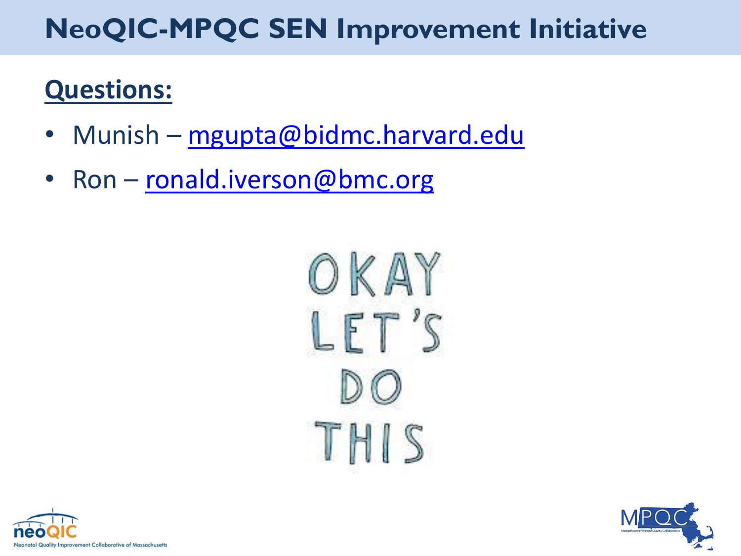# NeoQIC-MPQC SEN Improvement Initiative

**Questions:**

- Munish – mgupta@bidmc.harvard.edu
- Ron – ronald.iverson@bmc.org

OKAY LET'S DO THIS